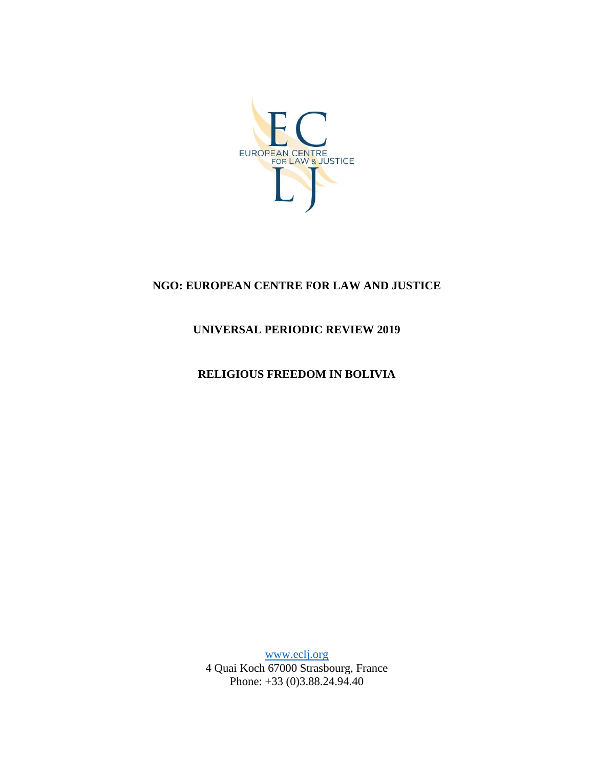EUROPEAN CENTRE
FOR LAW & JUSTICE

**NGO: EUROPEAN CENTRE FOR LAW AND JUSTICE**

**UNIVERSAL PERIODIC REVIEW 2019**

**RELIGIOUS FREEDOM IN BOLIVIA**

www.eclj.org
4 Quai Koch 67000 Strasbourg, France
Phone: +33 (0)3.88.24.94.40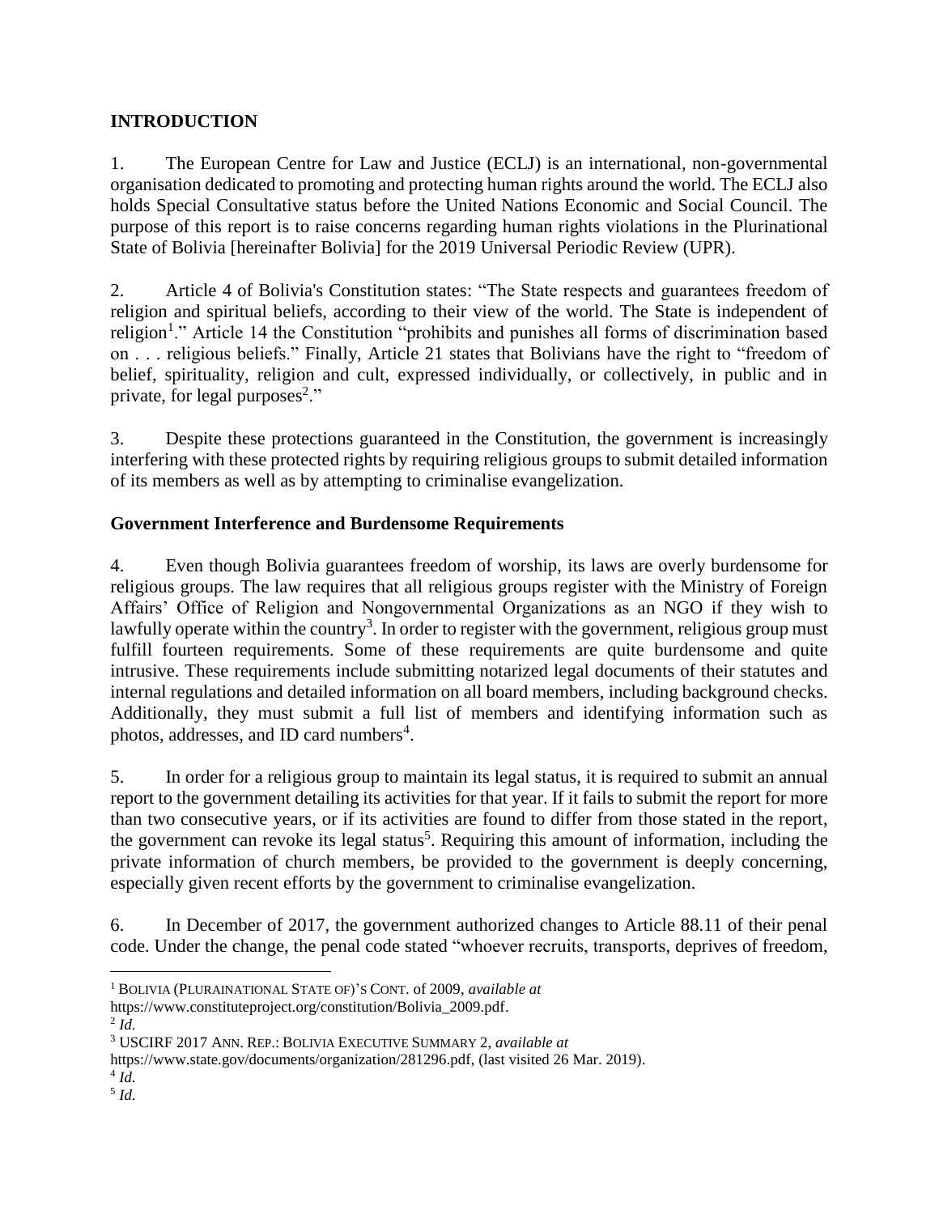## INTRODUCTION

1. The European Centre for Law and Justice (ECLJ) is an international, non-governmental organisation dedicated to promoting and protecting human rights around the world. The ECLJ also holds Special Consultative status before the United Nations Economic and Social Council. The purpose of this report is to raise concerns regarding human rights violations in the Plurinational State of Bolivia [hereinafter Bolivia] for the 2019 Universal Periodic Review (UPR).

2. Article 4 of Bolivia's Constitution states: "The State respects and guarantees freedom of religion and spiritual beliefs, according to their view of the world. The State is independent of religion[1]." Article 14 the Constitution "prohibits and punishes all forms of discrimination based on . . . religious beliefs." Finally, Article 21 states that Bolivians have the right to "freedom of belief, spirituality, religion and cult, expressed individually, or collectively, in public and in private, for legal purposes[2]."

3. Despite these protections guaranteed in the Constitution, the government is increasingly interfering with these protected rights by requiring religious groups to submit detailed information of its members as well as by attempting to criminalise evangelization.

## Government Interference and Burdensome Requirements

4. Even though Bolivia guarantees freedom of worship, its laws are overly burdensome for religious groups. The law requires that all religious groups register with the Ministry of Foreign Affairs' Office of Religion and Nongovernmental Organizations as an NGO if they wish to lawfully operate within the country[3]. In order to register with the government, religious group must fulfill fourteen requirements. Some of these requirements are quite burdensome and quite intrusive. These requirements include submitting notarized legal documents of their statutes and internal regulations and detailed information on all board members, including background checks. Additionally, they must submit a full list of members and identifying information such as photos, addresses, and ID card numbers[4].

5. In order for a religious group to maintain its legal status, it is required to submit an annual report to the government detailing its activities for that year. If it fails to submit the report for more than two consecutive years, or if its activities are found to differ from those stated in the report, the government can revoke its legal status[5]. Requiring this amount of information, including the private information of church members, be provided to the government is deeply concerning, especially given recent efforts by the government to criminalise evangelization.

6. In December of 2017, the government authorized changes to Article 88.11 of their penal code. Under the change, the penal code stated "whoever recruits, transports, deprives of freedom,

---

[1] BOLIVIA (PLURAINATIONAL STATE OF)'S CONT. of 2009, *available at* https://www.constituteproject.org/constitution/Bolivia_2009.pdf.

[2] *Id.*

[3] USCIRF 2017 ANN. REP.: BOLIVIA EXECUTIVE SUMMARY 2, *available at* https://www.state.gov/documents/organization/281296.pdf, (last visited 26 Mar. 2019).

[4] *Id.*

[5] *Id.*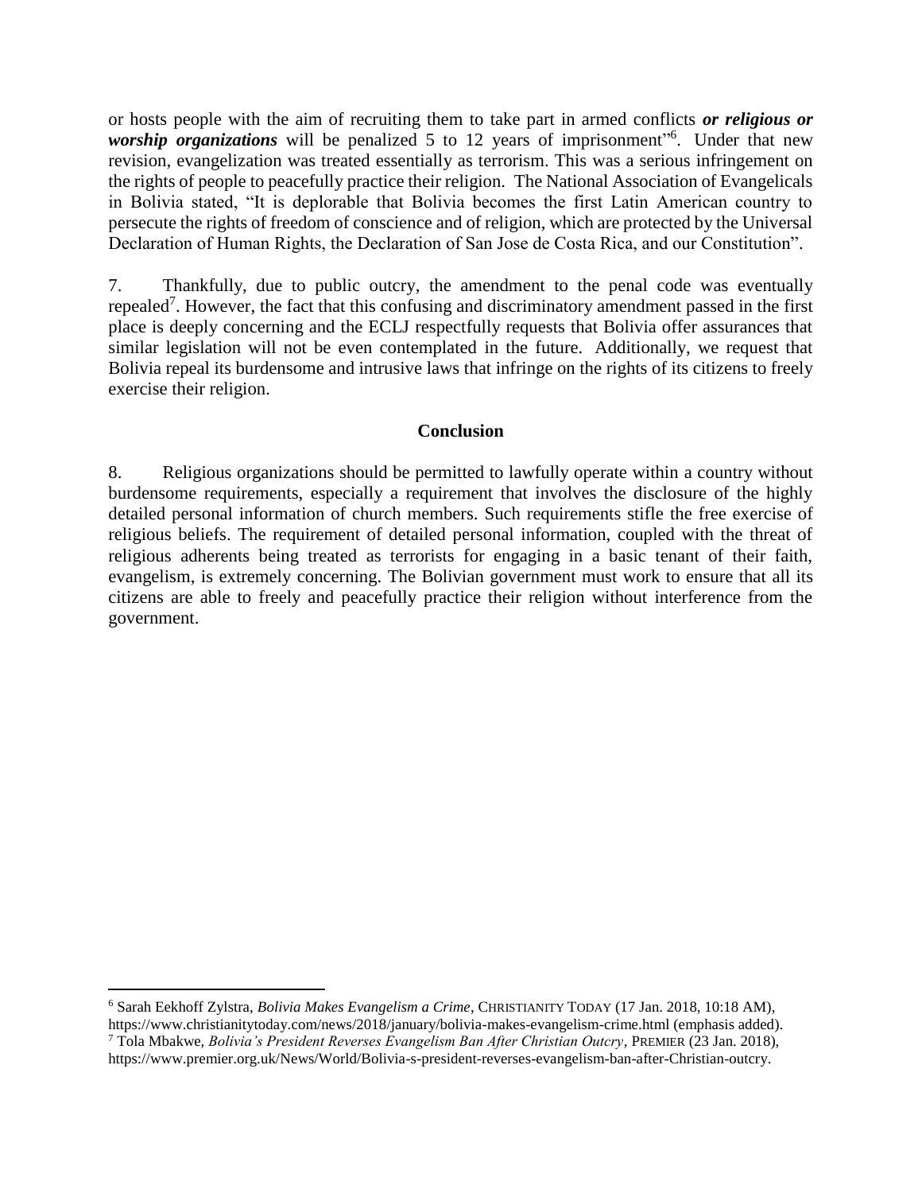or hosts people with the aim of recruiting them to take part in armed conflicts ***or religious or worship organizations*** will be penalized 5 to 12 years of imprisonment"[6]. Under that new revision, evangelization was treated essentially as terrorism. This was a serious infringement on the rights of people to peacefully practice their religion. The National Association of Evangelicals in Bolivia stated, "It is deplorable that Bolivia becomes the first Latin American country to persecute the rights of freedom of conscience and of religion, which are protected by the Universal Declaration of Human Rights, the Declaration of San Jose de Costa Rica, and our Constitution".

7. Thankfully, due to public outcry, the amendment to the penal code was eventually repealed[7]. However, the fact that this confusing and discriminatory amendment passed in the first place is deeply concerning and the ECLJ respectfully requests that Bolivia offer assurances that similar legislation will not be even contemplated in the future. Additionally, we request that Bolivia repeal its burdensome and intrusive laws that infringe on the rights of its citizens to freely exercise their religion.

## Conclusion

8. Religious organizations should be permitted to lawfully operate within a country without burdensome requirements, especially a requirement that involves the disclosure of the highly detailed personal information of church members. Such requirements stifle the free exercise of religious beliefs. The requirement of detailed personal information, coupled with the threat of religious adherents being treated as terrorists for engaging in a basic tenant of their faith, evangelism, is extremely concerning. The Bolivian government must work to ensure that all its citizens are able to freely and peacefully practice their religion without interference from the government.

---

[6] Sarah Eekhoff Zylstra, *Bolivia Makes Evangelism a Crime*, CHRISTIANITY TODAY (17 Jan. 2018, 10:18 AM), https://www.christianitytoday.com/news/2018/january/bolivia-makes-evangelism-crime.html (emphasis added).

[7] Tola Mbakwe, *Bolivia's President Reverses Evangelism Ban After Christian Outcry*, PREMIER (23 Jan. 2018), https://www.premier.org.uk/News/World/Bolivia-s-president-reverses-evangelism-ban-after-Christian-outcry.